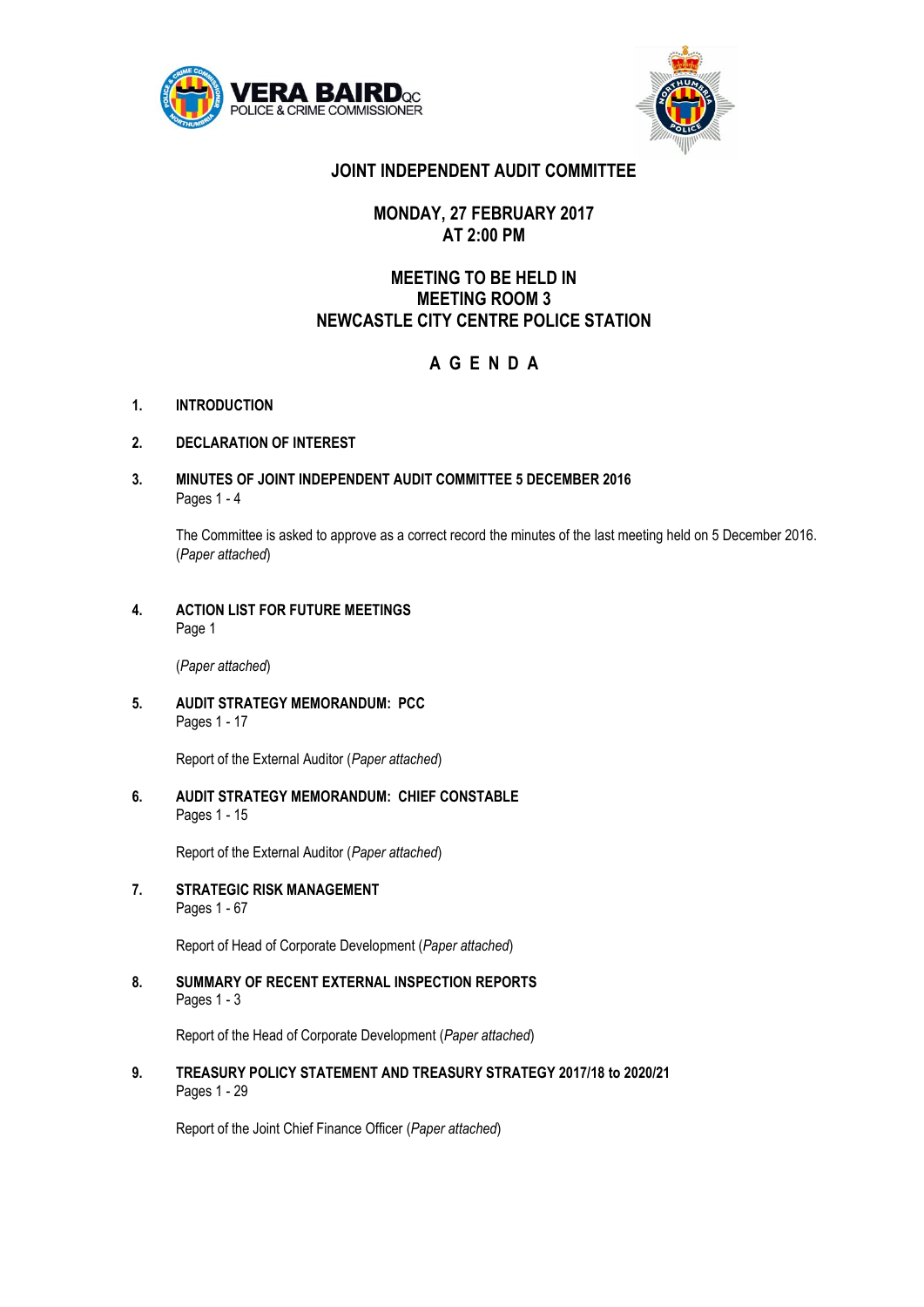VERA BAIRD QC
POLICE & CRIME COMMISSIONER

# JOINT INDEPENDENT AUDIT COMMITTEE

## MONDAY, 27 FEBRUARY 2017
## AT 2:00 PM

## MEETING TO BE HELD IN
## MEETING ROOM 3
## NEWCASTLE CITY CENTRE POLICE STATION

## A G E N D A

**1. INTRODUCTION**

**2. DECLARATION OF INTEREST**

**3. MINUTES OF JOINT INDEPENDENT AUDIT COMMITTEE 5 DECEMBER 2016**
Pages 1 - 4

The Committee is asked to approve as a correct record the minutes of the last meeting held on 5 December 2016. (*Paper attached*)

**4. ACTION LIST FOR FUTURE MEETINGS**
Page 1

(*Paper attached*)

**5. AUDIT STRATEGY MEMORANDUM: PCC**
Pages 1 - 17

Report of the External Auditor (*Paper attached*)

**6. AUDIT STRATEGY MEMORANDUM: CHIEF CONSTABLE**
Pages 1 - 15

Report of the External Auditor (*Paper attached*)

**7. STRATEGIC RISK MANAGEMENT**
Pages 1 - 67

Report of Head of Corporate Development (*Paper attached*)

**8. SUMMARY OF RECENT EXTERNAL INSPECTION REPORTS**
Pages 1 - 3

Report of the Head of Corporate Development (*Paper attached*)

**9. TREASURY POLICY STATEMENT AND TREASURY STRATEGY 2017/18 to 2020/21**
Pages 1 - 29

Report of the Joint Chief Finance Officer (*Paper attached*)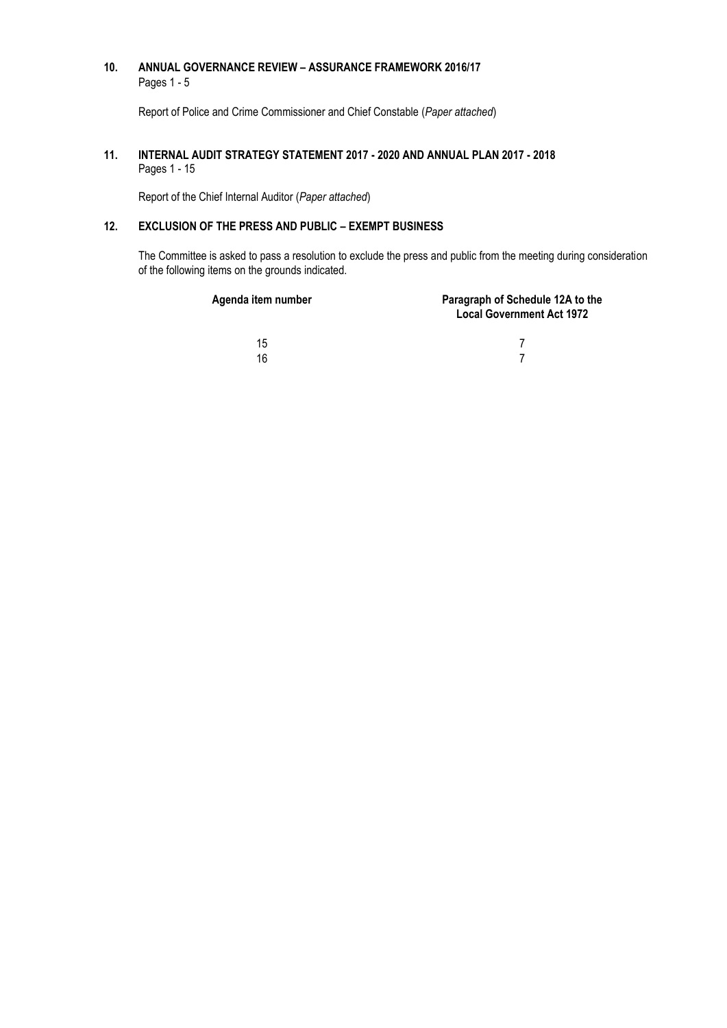**10. ANNUAL GOVERNANCE REVIEW – ASSURANCE FRAMEWORK 2016/17**
Pages 1 - 5

Report of Police and Crime Commissioner and Chief Constable (*Paper attached*)

**11. INTERNAL AUDIT STRATEGY STATEMENT 2017 - 2020 AND ANNUAL PLAN 2017 - 2018**
Pages 1 - 15

Report of the Chief Internal Auditor (*Paper attached*)

**12. EXCLUSION OF THE PRESS AND PUBLIC – EXEMPT BUSINESS**

The Committee is asked to pass a resolution to exclude the press and public from the meeting during consideration of the following items on the grounds indicated.

| Agenda item number | Paragraph of Schedule 12A to the Local Government Act 1972 |
|---|---|
| 15 | 7 |
| 16 | 7 |